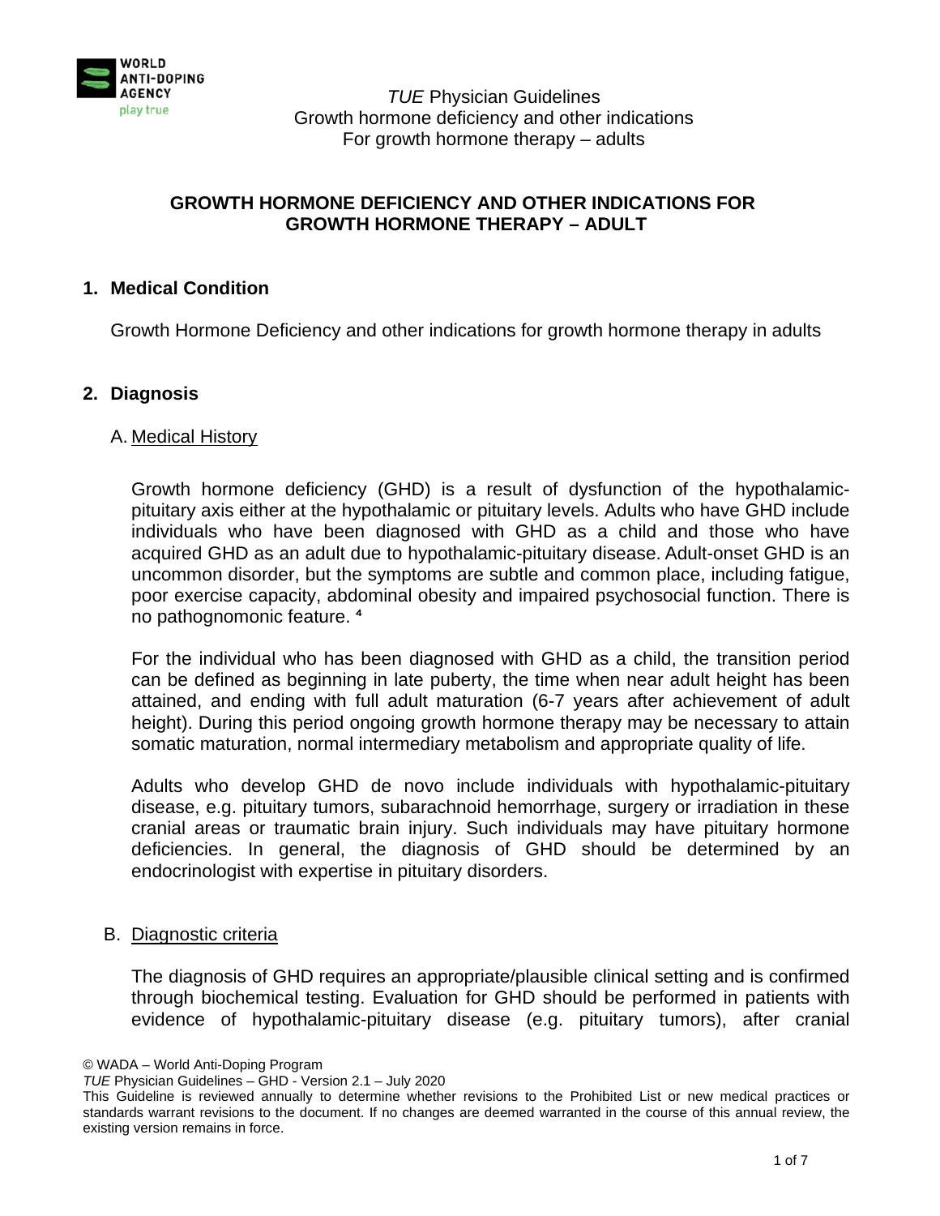# GROWTH HORMONE DEFICIENCY AND OTHER INDICATIONS FOR GROWTH HORMONE THERAPY – ADULT

## 1. Medical Condition

Growth Hormone Deficiency and other indications for growth hormone therapy in adults

## 2. Diagnosis

### A. Medical History

Growth hormone deficiency (GHD) is a result of dysfunction of the hypothalamic-pituitary axis either at the hypothalamic or pituitary levels. Adults who have GHD include individuals who have been diagnosed with GHD as a child and those who have acquired GHD as an adult due to hypothalamic-pituitary disease. Adult-onset GHD is an uncommon disorder, but the symptoms are subtle and common place, including fatigue, poor exercise capacity, abdominal obesity and impaired psychosocial function. There is no pathognomonic feature. [4]

For the individual who has been diagnosed with GHD as a child, the transition period can be defined as beginning in late puberty, the time when near adult height has been attained, and ending with full adult maturation (6-7 years after achievement of adult height). During this period ongoing growth hormone therapy may be necessary to attain somatic maturation, normal intermediary metabolism and appropriate quality of life.

Adults who develop GHD de novo include individuals with hypothalamic-pituitary disease, e.g. pituitary tumors, subarachnoid hemorrhage, surgery or irradiation in these cranial areas or traumatic brain injury. Such individuals may have pituitary hormone deficiencies. In general, the diagnosis of GHD should be determined by an endocrinologist with expertise in pituitary disorders.

### B. Diagnostic criteria

The diagnosis of GHD requires an appropriate/plausible clinical setting and is confirmed through biochemical testing. Evaluation for GHD should be performed in patients with evidence of hypothalamic-pituitary disease (e.g. pituitary tumors), after cranial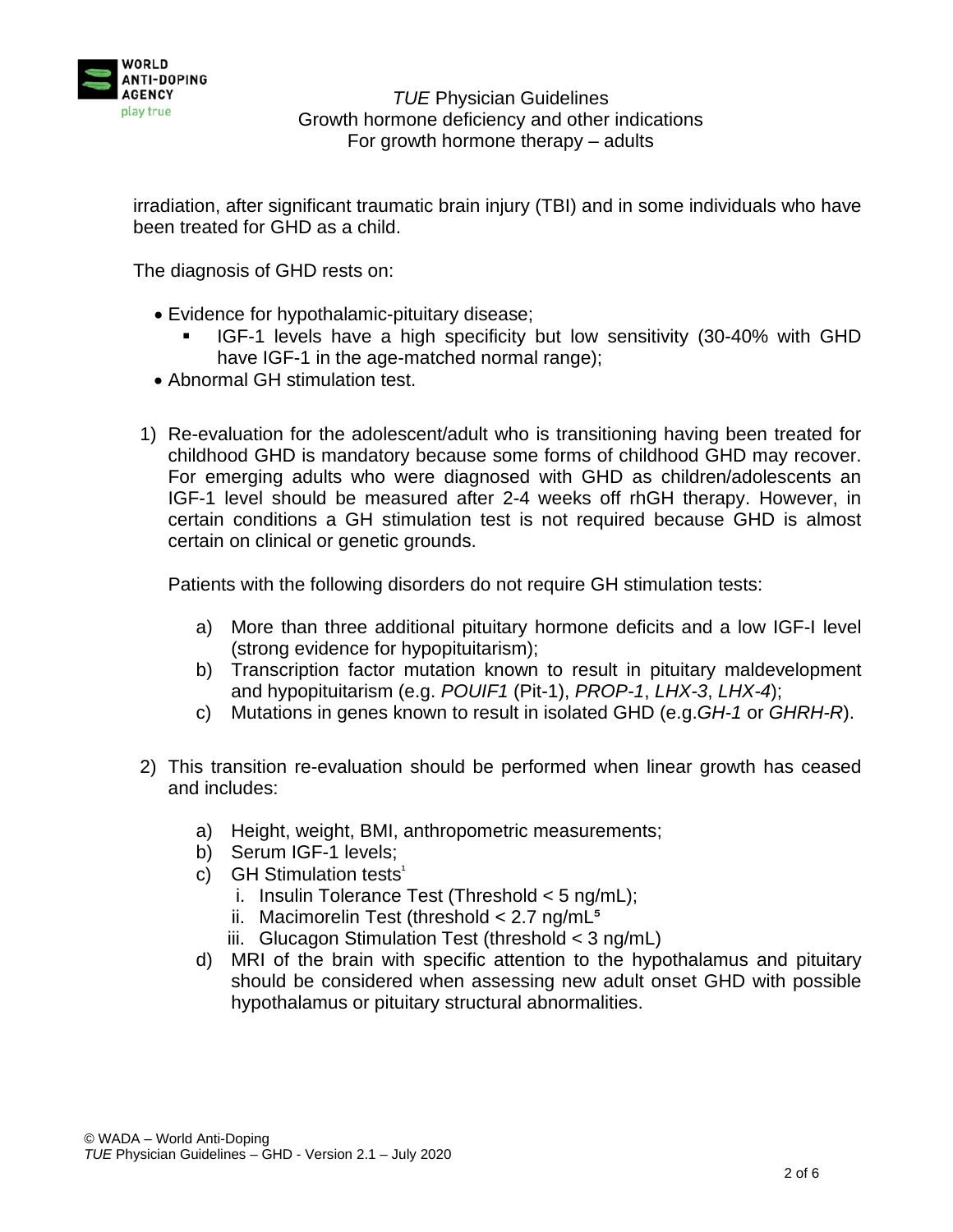irradiation, after significant traumatic brain injury (TBI) and in some individuals who have been treated for GHD as a child.

The diagnosis of GHD rests on:

- Evidence for hypothalamic-pituitary disease;
  - IGF-1 levels have a high specificity but low sensitivity (30-40% with GHD have IGF-1 in the age-matched normal range);
- Abnormal GH stimulation test.

1) Re-evaluation for the adolescent/adult who is transitioning having been treated for childhood GHD is mandatory because some forms of childhood GHD may recover. For emerging adults who were diagnosed with GHD as children/adolescents an IGF-1 level should be measured after 2-4 weeks off rhGH therapy. However, in certain conditions a GH stimulation test is not required because GHD is almost certain on clinical or genetic grounds.

   Patients with the following disorders do not require GH stimulation tests:

   a) More than three additional pituitary hormone deficits and a low IGF-I level (strong evidence for hypopituitarism);
   b) Transcription factor mutation known to result in pituitary maldevelopment and hypopituitarism (e.g. *POUIF1* (Pit-1), *PROP-1*, *LHX-3*, *LHX-4*);
   c) Mutations in genes known to result in isolated GHD (e.g.*GH-1* or *GHRH-R*).

2) This transition re-evaluation should be performed when linear growth has ceased and includes:

   a) Height, weight, BMI, anthropometric measurements;
   b) Serum IGF-1 levels;
   c) GH Stimulation tests[1]
      i. Insulin Tolerance Test (Threshold < 5 ng/mL);
      ii. Macimorelin Test (threshold < 2.7 ng/mL[5]
      iii. Glucagon Stimulation Test (threshold < 3 ng/mL)
   d) MRI of the brain with specific attention to the hypothalamus and pituitary should be considered when assessing new adult onset GHD with possible hypothalamus or pituitary structural abnormalities.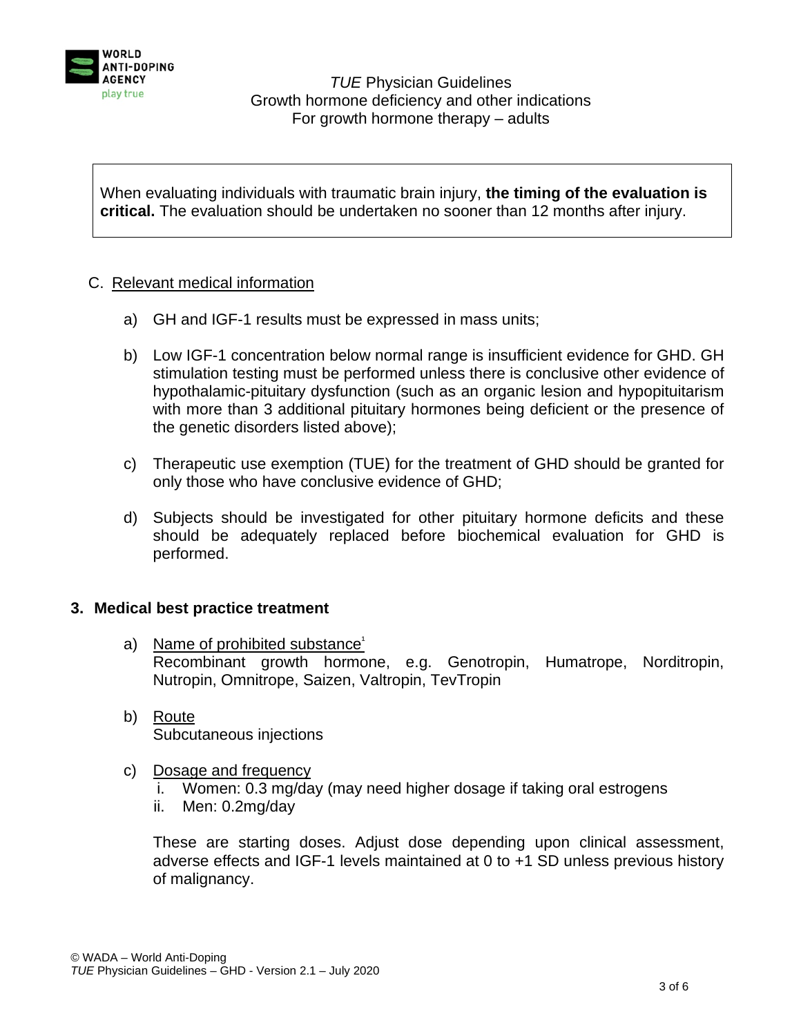When evaluating individuals with traumatic brain injury, **the timing of the evaluation is critical.** The evaluation should be undertaken no sooner than 12 months after injury.

C. Relevant medical information

a) GH and IGF-1 results must be expressed in mass units;

b) Low IGF-1 concentration below normal range is insufficient evidence for GHD. GH stimulation testing must be performed unless there is conclusive other evidence of hypothalamic-pituitary dysfunction (such as an organic lesion and hypopituitarism with more than 3 additional pituitary hormones being deficient or the presence of the genetic disorders listed above);

c) Therapeutic use exemption (TUE) for the treatment of GHD should be granted for only those who have conclusive evidence of GHD;

d) Subjects should be investigated for other pituitary hormone deficits and these should be adequately replaced before biochemical evaluation for GHD is performed.

## 3. Medical best practice treatment

a) Name of prohibited substance[1]
Recombinant growth hormone, e.g. Genotropin, Humatrope, Norditropin, Nutropin, Omnitrope, Saizen, Valtropin, TevTropin

b) Route
Subcutaneous injections

c) Dosage and frequency
   i. Women: 0.3 mg/day (may need higher dosage if taking oral estrogens
   ii. Men: 0.2mg/day

These are starting doses. Adjust dose depending upon clinical assessment, adverse effects and IGF-1 levels maintained at 0 to +1 SD unless previous history of malignancy.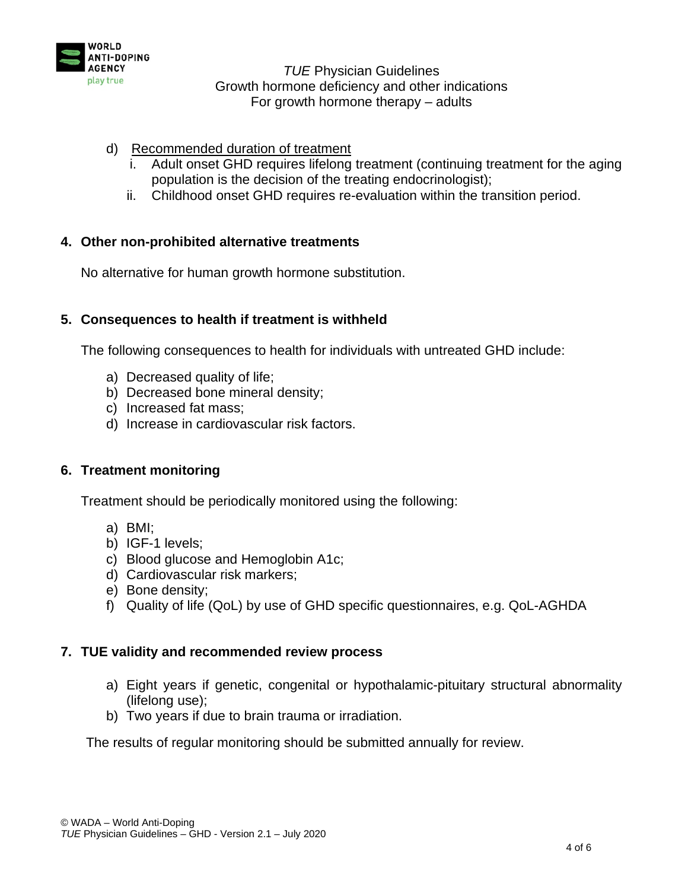d) Recommended duration of treatment
   i. Adult onset GHD requires lifelong treatment (continuing treatment for the aging population is the decision of the treating endocrinologist);
   ii. Childhood onset GHD requires re-evaluation within the transition period.

## 4. Other non-prohibited alternative treatments

No alternative for human growth hormone substitution.

## 5. Consequences to health if treatment is withheld

The following consequences to health for individuals with untreated GHD include:

a) Decreased quality of life;
b) Decreased bone mineral density;
c) Increased fat mass;
d) Increase in cardiovascular risk factors.

## 6. Treatment monitoring

Treatment should be periodically monitored using the following:

a) BMI;
b) IGF-1 levels;
c) Blood glucose and Hemoglobin A1c;
d) Cardiovascular risk markers;
e) Bone density;
f) Quality of life (QoL) by use of GHD specific questionnaires, e.g. QoL-AGHDA

## 7. TUE validity and recommended review process

a) Eight years if genetic, congenital or hypothalamic-pituitary structural abnormality (lifelong use);
b) Two years if due to brain trauma or irradiation.

The results of regular monitoring should be submitted annually for review.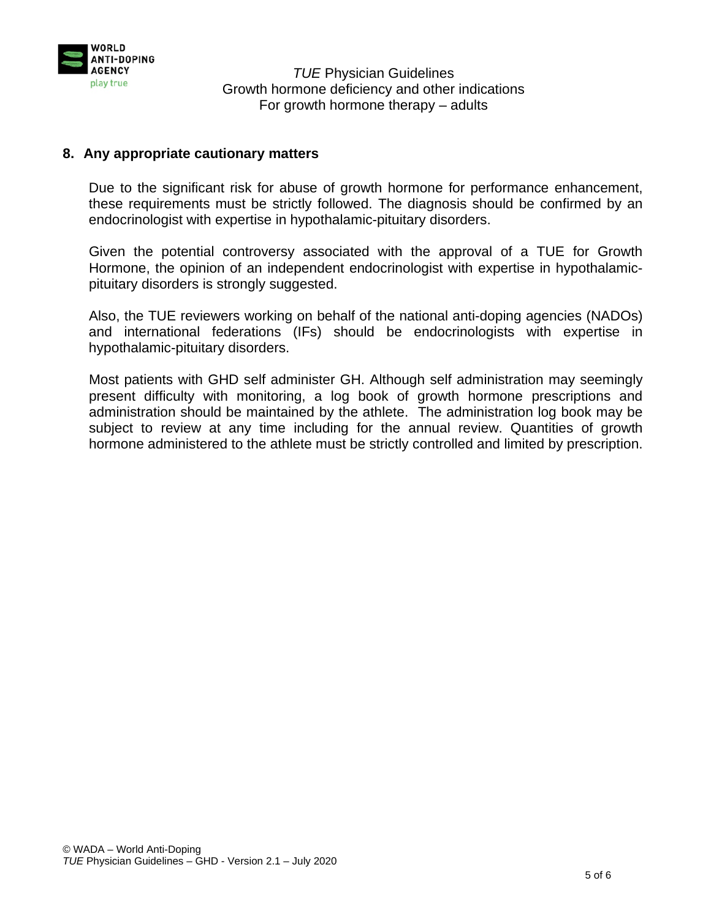## 8. Any appropriate cautionary matters

Due to the significant risk for abuse of growth hormone for performance enhancement, these requirements must be strictly followed. The diagnosis should be confirmed by an endocrinologist with expertise in hypothalamic-pituitary disorders.

Given the potential controversy associated with the approval of a TUE for Growth Hormone, the opinion of an independent endocrinologist with expertise in hypothalamic-pituitary disorders is strongly suggested.

Also, the TUE reviewers working on behalf of the national anti-doping agencies (NADOs) and international federations (IFs) should be endocrinologists with expertise in hypothalamic-pituitary disorders.

Most patients with GHD self administer GH. Although self administration may seemingly present difficulty with monitoring, a log book of growth hormone prescriptions and administration should be maintained by the athlete. The administration log book may be subject to review at any time including for the annual review. Quantities of growth hormone administered to the athlete must be strictly controlled and limited by prescription.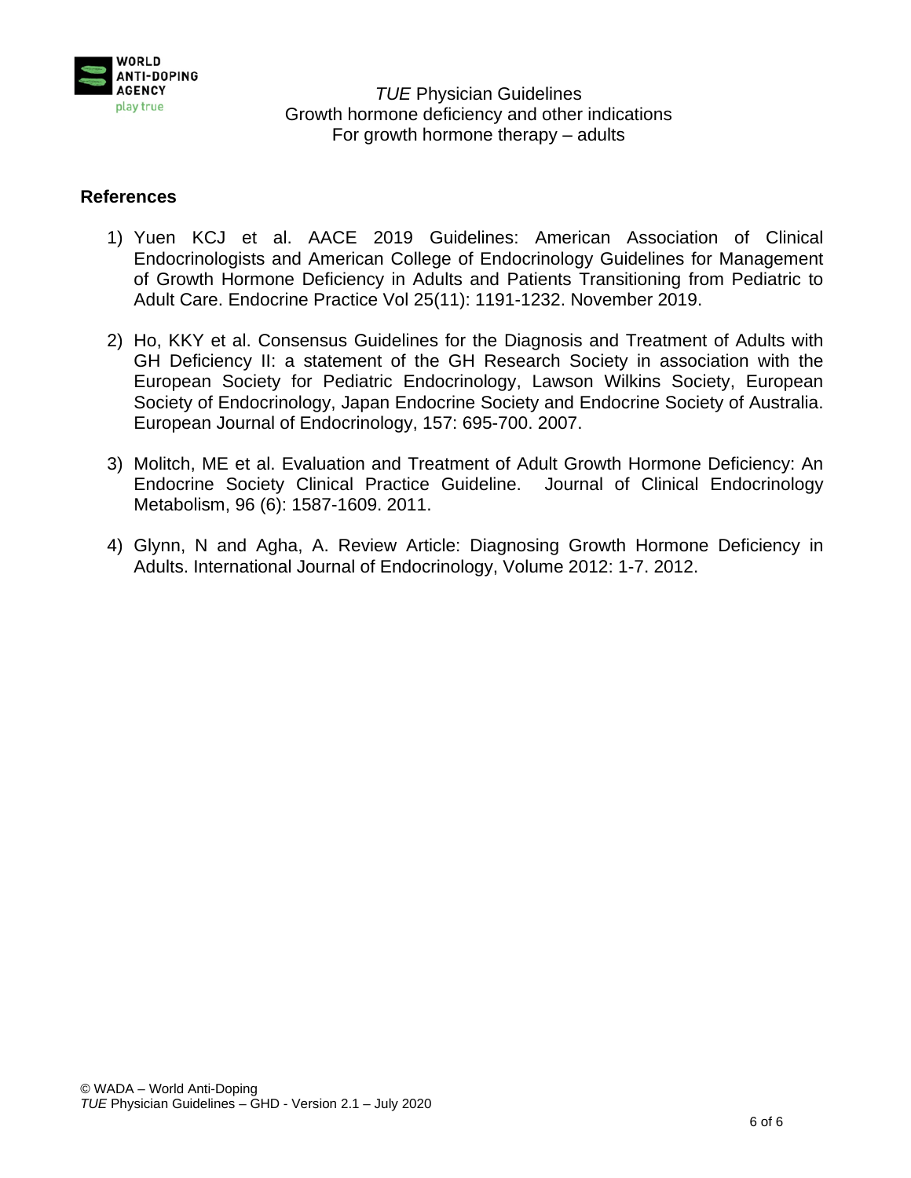## References

1) Yuen KCJ et al. AACE 2019 Guidelines: American Association of Clinical Endocrinologists and American College of Endocrinology Guidelines for Management of Growth Hormone Deficiency in Adults and Patients Transitioning from Pediatric to Adult Care. Endocrine Practice Vol 25(11): 1191-1232. November 2019.

2) Ho, KKY et al. Consensus Guidelines for the Diagnosis and Treatment of Adults with GH Deficiency II: a statement of the GH Research Society in association with the European Society for Pediatric Endocrinology, Lawson Wilkins Society, European Society of Endocrinology, Japan Endocrine Society and Endocrine Society of Australia. European Journal of Endocrinology, 157: 695-700. 2007.

3) Molitch, ME et al. Evaluation and Treatment of Adult Growth Hormone Deficiency: An Endocrine Society Clinical Practice Guideline. Journal of Clinical Endocrinology Metabolism, 96 (6): 1587-1609. 2011.

4) Glynn, N and Agha, A. Review Article: Diagnosing Growth Hormone Deficiency in Adults. International Journal of Endocrinology, Volume 2012: 1-7. 2012.